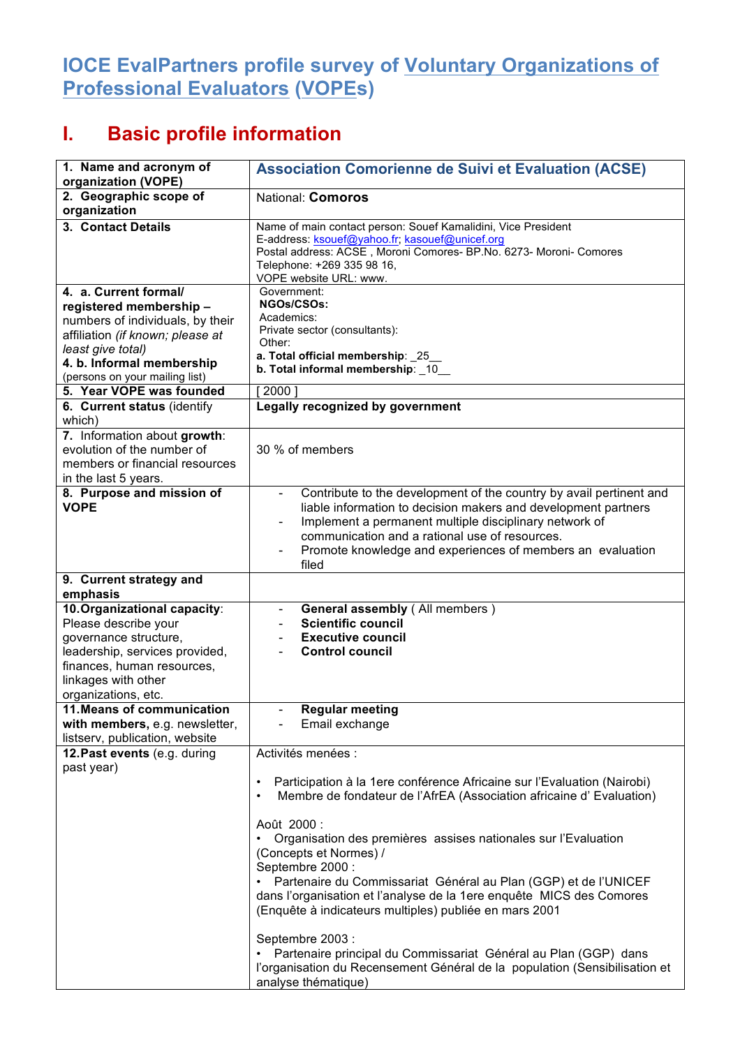# IOCE EvalPartners profile survey of Voluntary Organizations of Professional Evaluators (VOPEs)

## I. Basic profile information

| | |
|---|---|
| **1. Name and acronym of organization (VOPE)** | **Association Comorienne de Suivi et Evaluation (ACSE)** |
| **2. Geographic scope of organization** | National: **Comoros** |
| **3. Contact Details** | Name of main contact person: Souef Kamalidini, Vice President<br>E-address: ksouef@yahoo.fr; kasouef@unicef.org<br>Postal address: ACSE , Moroni Comores- BP.No. 6273- Moroni- Comores<br>Telephone: +269 335 98 16,<br>VOPE website URL: www. |
| **4. a. Current formal/ registered membership –** numbers of individuals, by their affiliation *(if known; please at least give total)*<br>**4. b. Informal membership** (persons on your mailing list) | Government:<br>**NGOs/CSOs:**<br>Academics:<br>Private sector (consultants):<br>Other:<br>**a. Total official membership**: _25__<br>**b. Total informal membership**: _10__ |
| **5. Year VOPE was founded** | [ 2000 ] |
| **6. Current status** (identify which) | **Legally recognized by government** |
| 7. Information about **growth**: evolution of the number of members or financial resources in the last 5 years. | 30 % of members |
| **8. Purpose and mission of VOPE** | - Contribute to the development of the country by avail pertinent and liable information to decision makers and development partners<br>- Implement a permanent multiple disciplinary network of communication and a rational use of resources.<br>- Promote knowledge and experiences of members an evaluation filed |
| **9. Current strategy and emphasis** | |
| **10.Organizational capacity**: Please describe your governance structure, leadership, services provided, finances, human resources, linkages with other organizations, etc. | - **General assembly** ( All members )<br>- **Scientific council**<br>- **Executive council**<br>- **Control council** |
| **11.Means of communication with members,** e.g. newsletter, listserv, publication, website | - **Regular meeting**<br>- Email exchange |
| **12.Past events** (e.g. during past year) | Activités menées :<br><br>• Participation à la 1ere conférence Africaine sur l'Evaluation (Nairobi)<br>• Membre de fondateur de l'AfrEA (Association africaine d' Evaluation)<br><br>Août 2000 :<br>• Organisation des premières assises nationales sur l'Evaluation (Concepts et Normes) /<br>Septembre 2000 :<br>• Partenaire du Commissariat Général au Plan (GGP) et de l'UNICEF dans l'organisation et l'analyse de la 1ere enquête MICS des Comores (Enquête à indicateurs multiples) publiée en mars 2001<br><br>Septembre 2003 :<br>• Partenaire principal du Commissariat Général au Plan (GGP) dans l'organisation du Recensement Général de la population (Sensibilisation et analyse thématique) |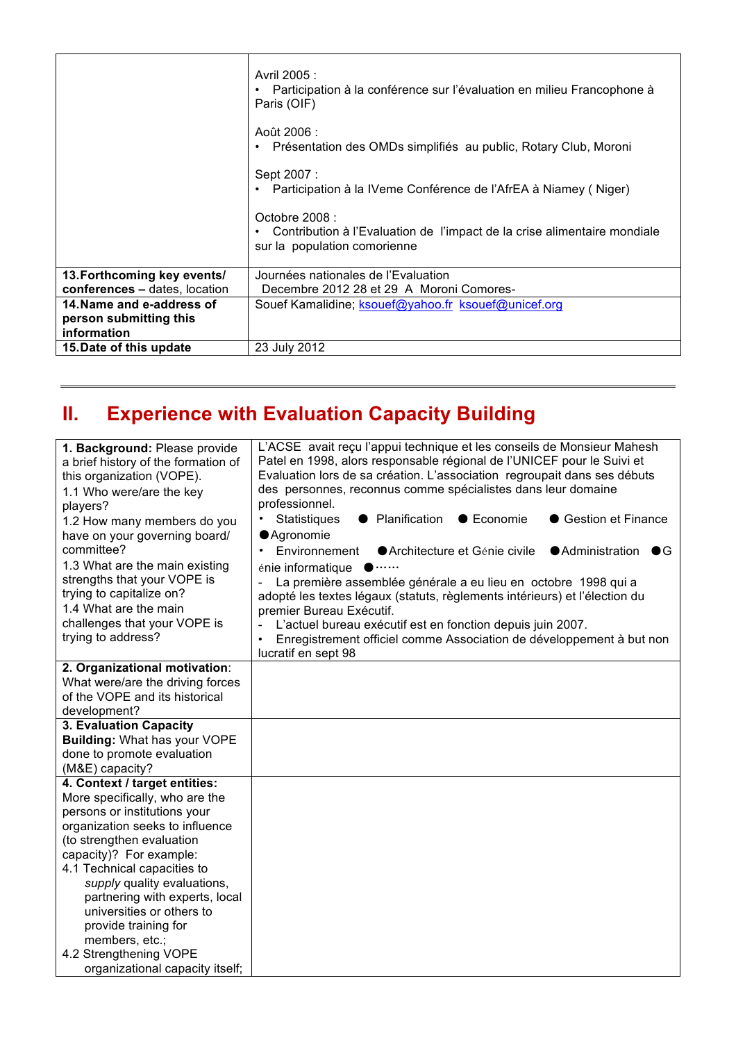| | |
|---|---|
| | Avril 2005 :<br>• Participation à la conférence sur l'évaluation en milieu Francophone à Paris (OIF)<br><br>Août 2006 :<br>• Présentation des OMDs simplifiés au public, Rotary Club, Moroni<br><br>Sept 2007 :<br>• Participation à la IVeme Conférence de l'AfrEA à Niamey ( Niger)<br><br>Octobre 2008 :<br>• Contribution à l'Evaluation de l'impact de la crise alimentaire mondiale sur la population comorienne |
| **13.Forthcoming key events/ conferences –** dates, location | Journées nationales de l'Evaluation<br>Decembre 2012 28 et 29 A Moroni Comores- |
| **14.Name and e-address of person submitting this information** | Souef Kamalidine; ksouef@yahoo.fr ksouef@unicef.org |
| **15.Date of this update** | 23 July 2012 |

---

# II. Experience with Evaluation Capacity Building

| | |
|---|---|
| **1. Background:** Please provide a brief history of the formation of this organization (VOPE).<br>1.1 Who were/are the key players?<br>1.2 How many members do you have on your governing board/ committee?<br>1.3 What are the main existing strengths that your VOPE is trying to capitalize on?<br>1.4 What are the main challenges that your VOPE is trying to address? | L'ACSE avait reçu l'appui technique et les conseils de Monsieur Mahesh Patel en 1998, alors responsable régional de l'UNICEF pour le Suivi et Evaluation lors de sa création. L'association regroupait dans ses débuts des personnes, reconnus comme spécialistes dans leur domaine professionnel.<br>• Statistiques ● Planification ● Economie ● Gestion et Finance ●Agronomie<br>• Environnement ●Architecture et Génie civile ●Administration ●Génie informatique ●……<br>- La première assemblée générale a eu lieu en octobre 1998 qui a adopté les textes légaux (statuts, règlements intérieurs) et l'élection du premier Bureau Exécutif.<br>- L'actuel bureau exécutif est en fonction depuis juin 2007.<br>• Enregistrement officiel comme Association de développement à but non lucratif en sept 98 |
| **2. Organizational motivation**: What were/are the driving forces of the VOPE and its historical development? | |
| **3. Evaluation Capacity Building:** What has your VOPE done to promote evaluation (M&E) capacity? | |
| **4. Context / target entities:** More specifically, who are the persons or institutions your organization seeks to influence (to strengthen evaluation capacity)? For example:<br>4.1 Technical capacities to *supply* quality evaluations, partnering with experts, local universities or others to provide training for members, etc.;<br>4.2 Strengthening VOPE organizational capacity itself; | |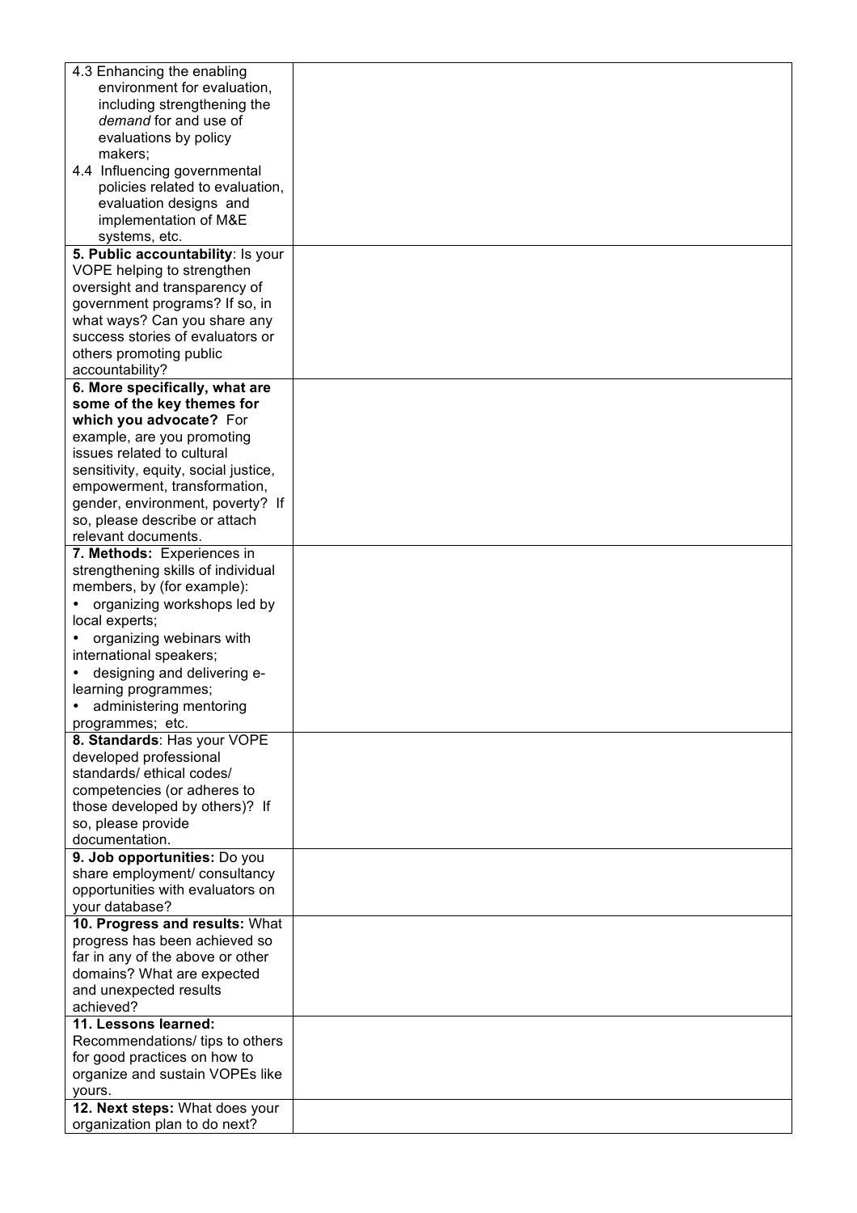| | |
|---|---|
| 4.3 Enhancing the enabling environment for evaluation, including strengthening the *demand* for and use of evaluations by policy makers;<br>4.4 Influencing governmental policies related to evaluation, evaluation designs and implementation of M&E systems, etc. | |
| **5. Public accountability**: Is your VOPE helping to strengthen oversight and transparency of government programs? If so, in what ways? Can you share any success stories of evaluators or others promoting public accountability? | |
| **6. More specifically, what are some of the key themes for which you advocate?** For example, are you promoting issues related to cultural sensitivity, equity, social justice, empowerment, transformation, gender, environment, poverty? If so, please describe or attach relevant documents. | |
| **7. Methods:** Experiences in strengthening skills of individual members, by (for example):<br>• organizing workshops led by local experts;<br>• organizing webinars with international speakers;<br>• designing and delivering e-learning programmes;<br>• administering mentoring programmes; etc. | |
| **8. Standards**: Has your VOPE developed professional standards/ ethical codes/ competencies (or adheres to those developed by others)? If so, please provide documentation. | |
| **9. Job opportunities:** Do you share employment/ consultancy opportunities with evaluators on your database? | |
| **10. Progress and results:** What progress has been achieved so far in any of the above or other domains? What are expected and unexpected results achieved? | |
| **11. Lessons learned:** Recommendations/ tips to others for good practices on how to organize and sustain VOPEs like yours. | |
| **12. Next steps:** What does your organization plan to do next? | |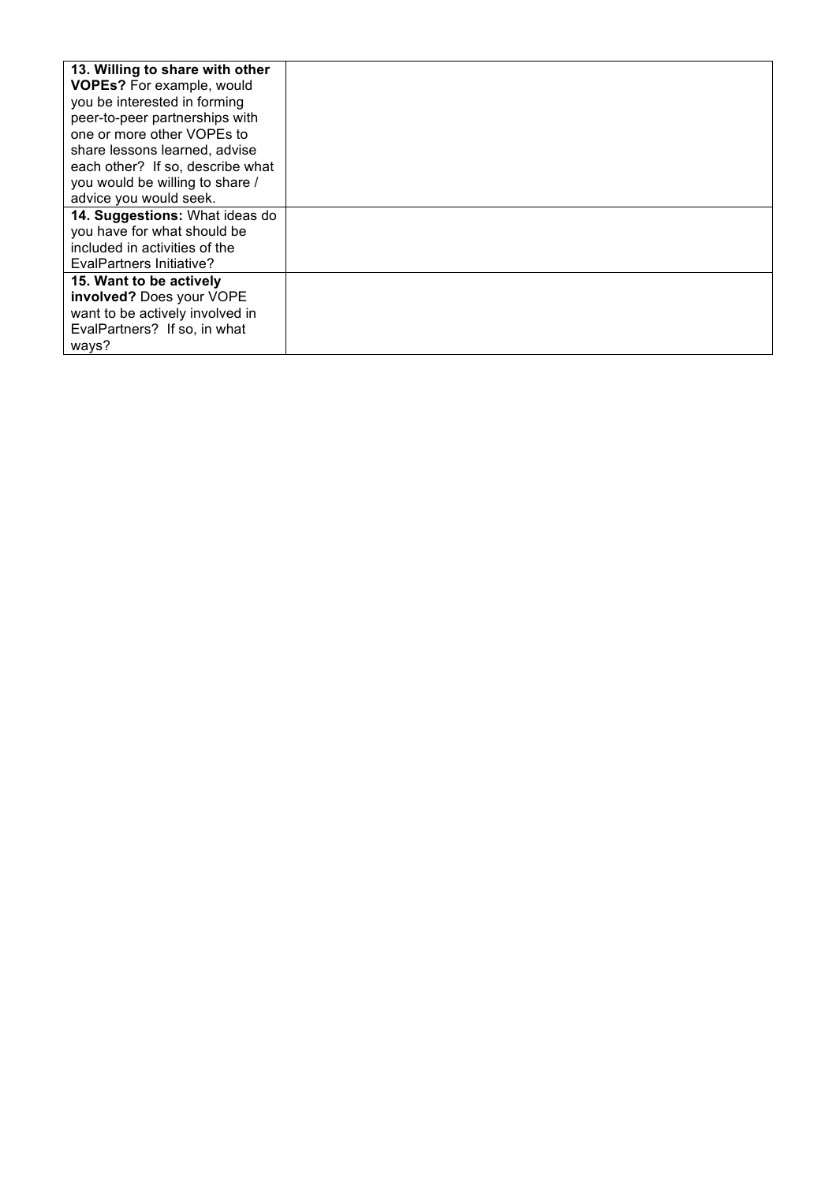| | |
|---|---|
| **13. Willing to share with other VOPEs?** For example, would you be interested in forming peer-to-peer partnerships with one or more other VOPEs to share lessons learned, advise each other? If so, describe what you would be willing to share / advice you would seek. | |
| **14. Suggestions:** What ideas do you have for what should be included in activities of the EvalPartners Initiative? | |
| **15. Want to be actively involved?** Does your VOPE want to be actively involved in EvalPartners? If so, in what ways? | |